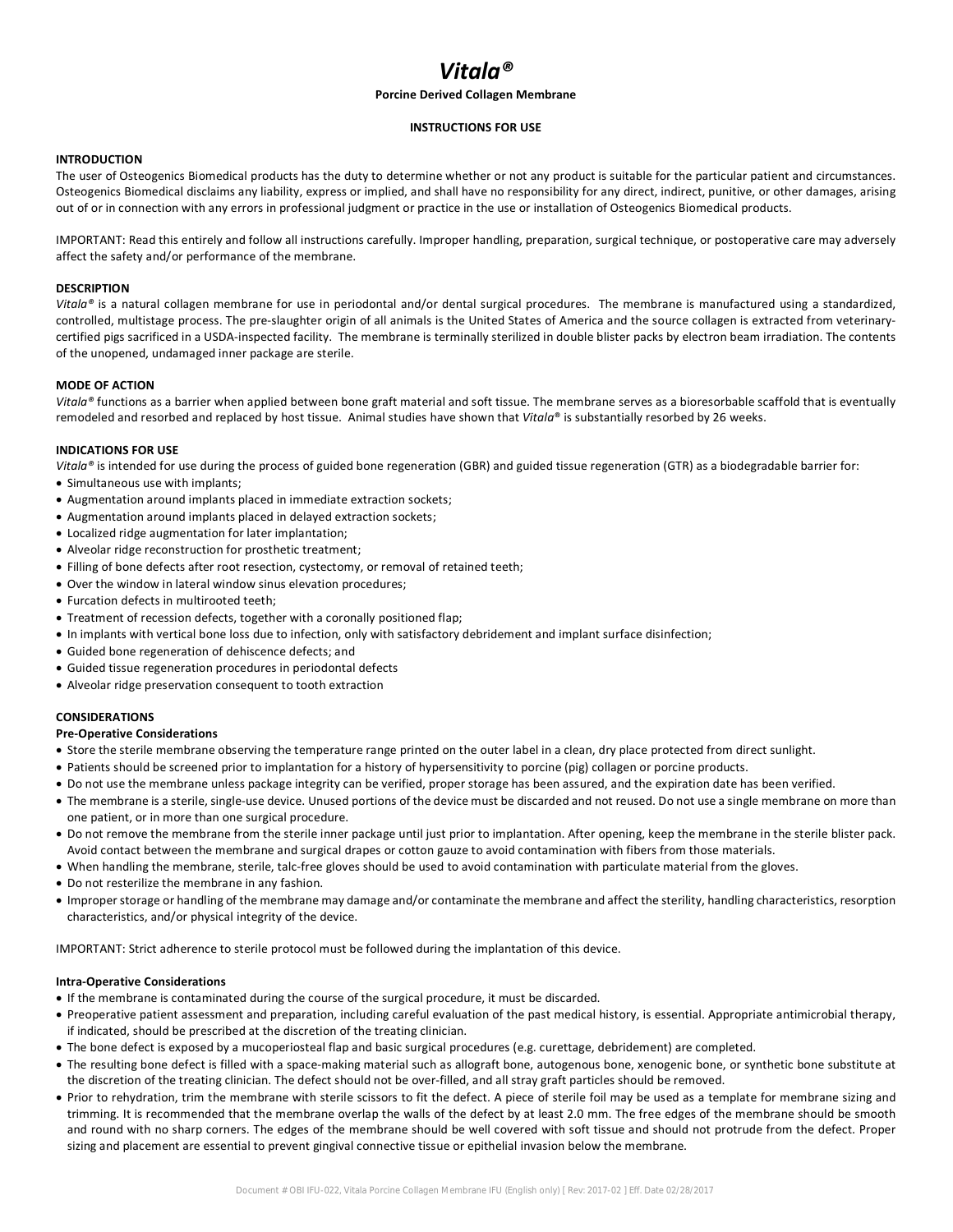# *Vitala®*

**Porcine Derived Collagen Membrane**

**INSTRUCTIONS FOR USE**

## INTRODUCTION

The user of Osteogenics Biomedical products has the duty to determine whether or not any product is suitable for the particular patient and circumstances. Osteogenics Biomedical disclaims any liability, express or implied, and shall have no responsibility for any direct, indirect, punitive, or other damages, arising out of or in connection with any errors in professional judgment or practice in the use or installation of Osteogenics Biomedical products.

IMPORTANT: Read this entirely and follow all instructions carefully. Improper handling, preparation, surgical technique, or postoperative care may adversely affect the safety and/or performance of the membrane.

## DESCRIPTION

*Vitala®* is a natural collagen membrane for use in periodontal and/or dental surgical procedures. The membrane is manufactured using a standardized, controlled, multistage process. The pre-slaughter origin of all animals is the United States of America and the source collagen is extracted from veterinary-certified pigs sacrificed in a USDA-inspected facility. The membrane is terminally sterilized in double blister packs by electron beam irradiation. The contents of the unopened, undamaged inner package are sterile.

## MODE OF ACTION

*Vitala®* functions as a barrier when applied between bone graft material and soft tissue. The membrane serves as a bioresorbable scaffold that is eventually remodeled and resorbed and replaced by host tissue. Animal studies have shown that *Vitala®* is substantially resorbed by 26 weeks.

## INDICATIONS FOR USE

*Vitala®* is intended for use during the process of guided bone regeneration (GBR) and guided tissue regeneration (GTR) as a biodegradable barrier for:

- Simultaneous use with implants;
- Augmentation around implants placed in immediate extraction sockets;
- Augmentation around implants placed in delayed extraction sockets;
- Localized ridge augmentation for later implantation;
- Alveolar ridge reconstruction for prosthetic treatment;
- Filling of bone defects after root resection, cystectomy, or removal of retained teeth;
- Over the window in lateral window sinus elevation procedures;
- Furcation defects in multirooted teeth;
- Treatment of recession defects, together with a coronally positioned flap;
- In implants with vertical bone loss due to infection, only with satisfactory debridement and implant surface disinfection;
- Guided bone regeneration of dehiscence defects; and
- Guided tissue regeneration procedures in periodontal defects
- Alveolar ridge preservation consequent to tooth extraction

## CONSIDERATIONS

### Pre-Operative Considerations

- Store the sterile membrane observing the temperature range printed on the outer label in a clean, dry place protected from direct sunlight.
- Patients should be screened prior to implantation for a history of hypersensitivity to porcine (pig) collagen or porcine products.
- Do not use the membrane unless package integrity can be verified, proper storage has been assured, and the expiration date has been verified.
- The membrane is a sterile, single-use device. Unused portions of the device must be discarded and not reused. Do not use a single membrane on more than one patient, or in more than one surgical procedure.
- Do not remove the membrane from the sterile inner package until just prior to implantation. After opening, keep the membrane in the sterile blister pack. Avoid contact between the membrane and surgical drapes or cotton gauze to avoid contamination with fibers from those materials.
- When handling the membrane, sterile, talc-free gloves should be used to avoid contamination with particulate material from the gloves.
- Do not resterilize the membrane in any fashion.
- Improper storage or handling of the membrane may damage and/or contaminate the membrane and affect the sterility, handling characteristics, resorption characteristics, and/or physical integrity of the device.

IMPORTANT: Strict adherence to sterile protocol must be followed during the implantation of this device.

### Intra-Operative Considerations

- If the membrane is contaminated during the course of the surgical procedure, it must be discarded.
- Preoperative patient assessment and preparation, including careful evaluation of the past medical history, is essential. Appropriate antimicrobial therapy, if indicated, should be prescribed at the discretion of the treating clinician.
- The bone defect is exposed by a mucoperiosteal flap and basic surgical procedures (e.g. curettage, debridement) are completed.
- The resulting bone defect is filled with a space-making material such as allograft bone, autogenous bone, xenogenic bone, or synthetic bone substitute at the discretion of the treating clinician. The defect should not be over-filled, and all stray graft particles should be removed.
- Prior to rehydration, trim the membrane with sterile scissors to fit the defect. A piece of sterile foil may be used as a template for membrane sizing and trimming. It is recommended that the membrane overlap the walls of the defect by at least 2.0 mm. The free edges of the membrane should be smooth and round with no sharp corners. The edges of the membrane should be well covered with soft tissue and should not protrude from the defect. Proper sizing and placement are essential to prevent gingival connective tissue or epithelial invasion below the membrane.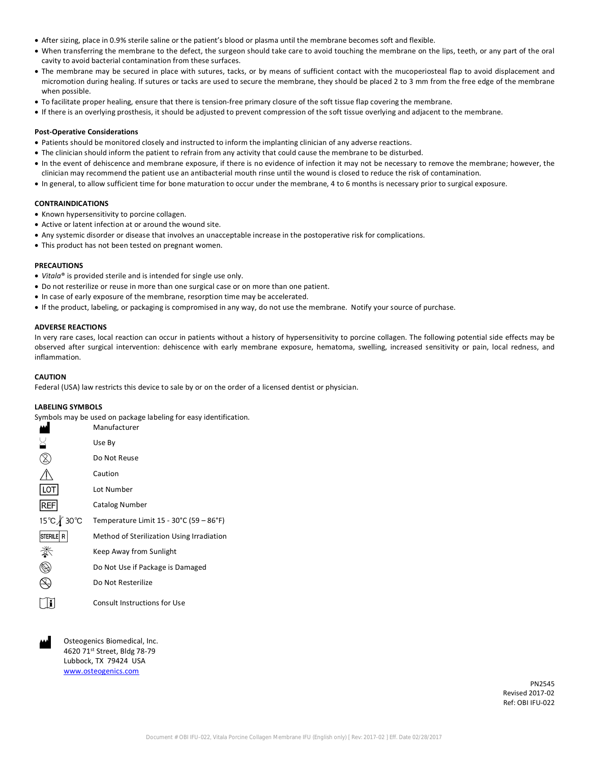- After sizing, place in 0.9% sterile saline or the patient's blood or plasma until the membrane becomes soft and flexible.
- When transferring the membrane to the defect, the surgeon should take care to avoid touching the membrane on the lips, teeth, or any part of the oral cavity to avoid bacterial contamination from these surfaces.
- The membrane may be secured in place with sutures, tacks, or by means of sufficient contact with the mucoperiosteal flap to avoid displacement and micromotion during healing. If sutures or tacks are used to secure the membrane, they should be placed 2 to 3 mm from the free edge of the membrane when possible.
- To facilitate proper healing, ensure that there is tension-free primary closure of the soft tissue flap covering the membrane.
- If there is an overlying prosthesis, it should be adjusted to prevent compression of the soft tissue overlying and adjacent to the membrane.

**Post-Operative Considerations**

- Patients should be monitored closely and instructed to inform the implanting clinician of any adverse reactions.
- The clinician should inform the patient to refrain from any activity that could cause the membrane to be disturbed.
- In the event of dehiscence and membrane exposure, if there is no evidence of infection it may not be necessary to remove the membrane; however, the clinician may recommend the patient use an antibacterial mouth rinse until the wound is closed to reduce the risk of contamination.
- In general, to allow sufficient time for bone maturation to occur under the membrane, 4 to 6 months is necessary prior to surgical exposure.

**CONTRAINDICATIONS**

- Known hypersensitivity to porcine collagen.
- Active or latent infection at or around the wound site.
- Any systemic disorder or disease that involves an unacceptable increase in the postoperative risk for complications.
- This product has not been tested on pregnant women.

**PRECAUTIONS**

- *Vitala*® is provided sterile and is intended for single use only.
- Do not resterilize or reuse in more than one surgical case or on more than one patient.
- In case of early exposure of the membrane, resorption time may be accelerated.
- If the product, labeling, or packaging is compromised in any way, do not use the membrane. Notify your source of purchase.

**ADVERSE REACTIONS**

In very rare cases, local reaction can occur in patients without a history of hypersensitivity to porcine collagen. The following potential side effects may be observed after surgical intervention: dehiscence with early membrane exposure, hematoma, swelling, increased sensitivity or pain, local redness, and inflammation.

**CAUTION**

Federal (USA) law restricts this device to sale by or on the order of a licensed dentist or physician.

**LABELING SYMBOLS**

Symbols may be used on package labeling for easy identification.

| | |
|---|---|
| | Manufacturer |
| | Use By |
| | Do Not Reuse |
| | Caution |
| LOT | Lot Number |
| REF | Catalog Number |
| 15°C 30°C | Temperature Limit 15 - 30°C (59 – 86°F) |
| STERILE R | Method of Sterilization Using Irradiation |
| | Keep Away from Sunlight |
| | Do Not Use if Package is Damaged |
| | Do Not Resterilize |
| | Consult Instructions for Use |

Osteogenics Biomedical, Inc.
4620 71st Street, Bldg 78-79
Lubbock, TX 79424 USA
www.osteogenics.com

PN2545
Revised 2017-02
Ref: OBI IFU-022

Document # OBI IFU-022, Vitala Porcine Collagen Membrane IFU (English only) [ Rev: 2017-02 ] Eff. Date 02/28/2017